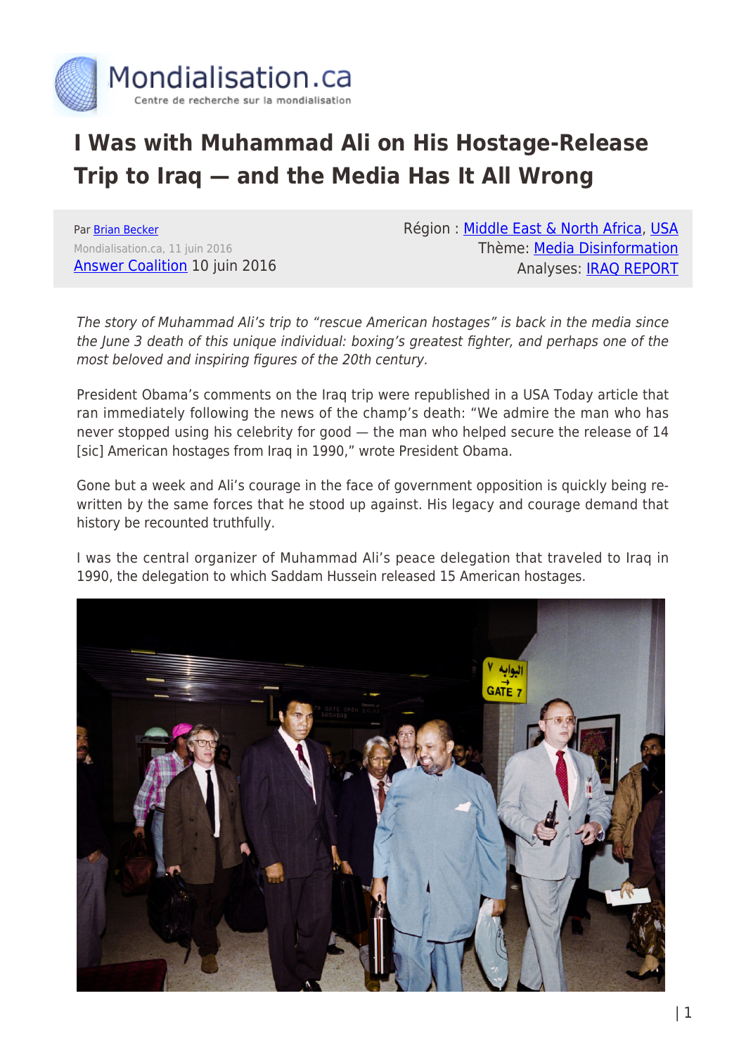# I Was with Muhammad Ali on His Hostage-Release Trip to Iraq — and the Media Has It All Wrong

Par [Brian Becker]
Mondialisation.ca, 11 juin 2016
[Answer Coalition] 10 juin 2016

Région : [Middle East & North Africa], [USA]
Thème: [Media Disinformation]
Analyses: [IRAQ REPORT]

*The story of Muhammad Ali's trip to "rescue American hostages" is back in the media since the June 3 death of this unique individual: boxing's greatest fighter, and perhaps one of the most beloved and inspiring figures of the 20th century.*

President Obama's comments on the Iraq trip were republished in a USA Today article that ran immediately following the news of the champ's death: "We admire the man who has never stopped using his celebrity for good — the man who helped secure the release of 14 [sic] American hostages from Iraq in 1990," wrote President Obama.

Gone but a week and Ali's courage in the face of government opposition is quickly being re-written by the same forces that he stood up against. His legacy and courage demand that history be recounted truthfully.

I was the central organizer of Muhammad Ali's peace delegation that traveled to Iraq in 1990, the delegation to which Saddam Hussein released 15 American hostages.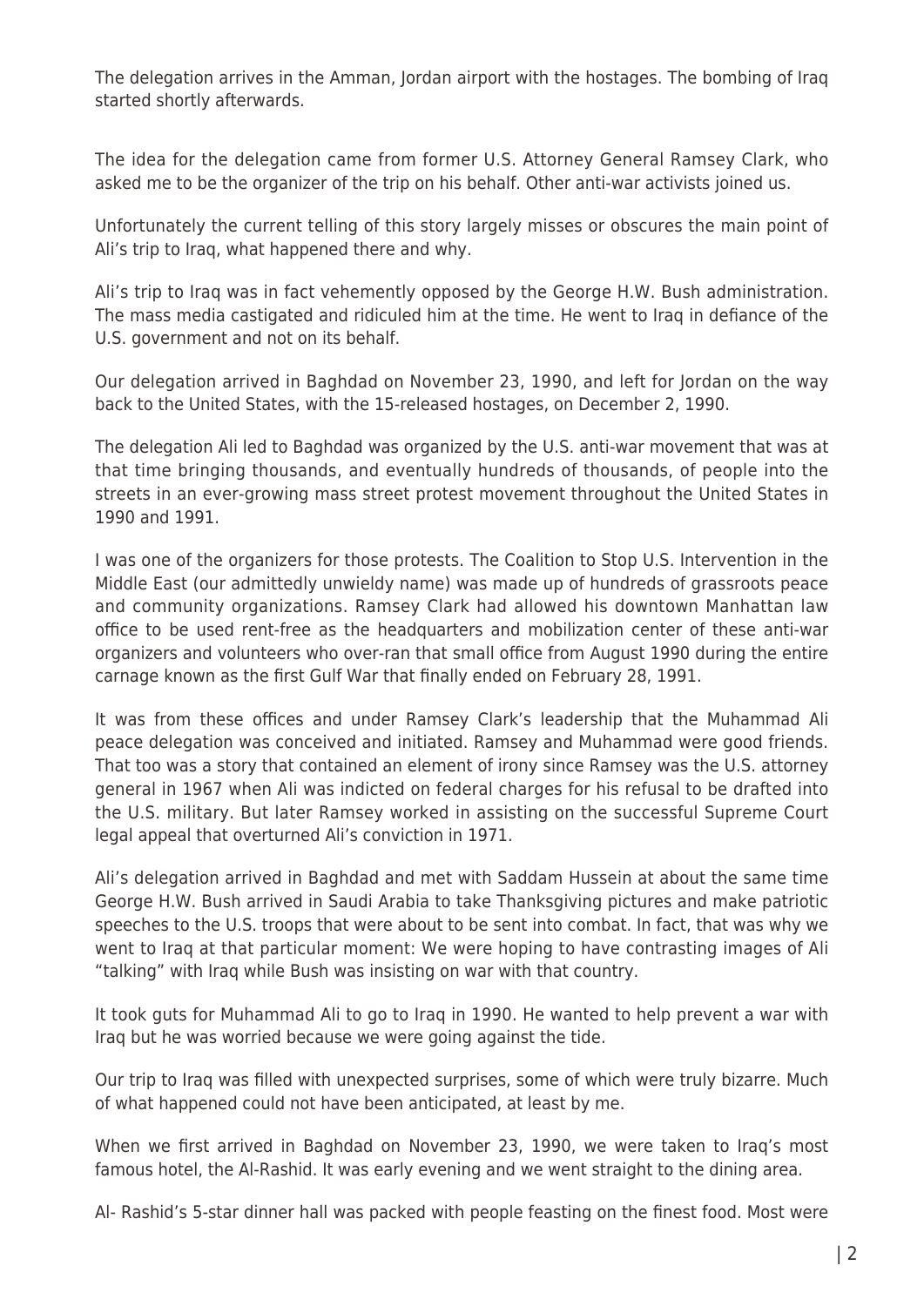The delegation arrives in the Amman, Jordan airport with the hostages. The bombing of Iraq started shortly afterwards.

The idea for the delegation came from former U.S. Attorney General Ramsey Clark, who asked me to be the organizer of the trip on his behalf. Other anti-war activists joined us.

Unfortunately the current telling of this story largely misses or obscures the main point of Ali's trip to Iraq, what happened there and why.

Ali's trip to Iraq was in fact vehemently opposed by the George H.W. Bush administration. The mass media castigated and ridiculed him at the time. He went to Iraq in defiance of the U.S. government and not on its behalf.

Our delegation arrived in Baghdad on November 23, 1990, and left for Jordan on the way back to the United States, with the 15-released hostages, on December 2, 1990.

The delegation Ali led to Baghdad was organized by the U.S. anti-war movement that was at that time bringing thousands, and eventually hundreds of thousands, of people into the streets in an ever-growing mass street protest movement throughout the United States in 1990 and 1991.

I was one of the organizers for those protests. The Coalition to Stop U.S. Intervention in the Middle East (our admittedly unwieldy name) was made up of hundreds of grassroots peace and community organizations. Ramsey Clark had allowed his downtown Manhattan law office to be used rent-free as the headquarters and mobilization center of these anti-war organizers and volunteers who over-ran that small office from August 1990 during the entire carnage known as the first Gulf War that finally ended on February 28, 1991.

It was from these offices and under Ramsey Clark's leadership that the Muhammad Ali peace delegation was conceived and initiated. Ramsey and Muhammad were good friends. That too was a story that contained an element of irony since Ramsey was the U.S. attorney general in 1967 when Ali was indicted on federal charges for his refusal to be drafted into the U.S. military. But later Ramsey worked in assisting on the successful Supreme Court legal appeal that overturned Ali's conviction in 1971.

Ali's delegation arrived in Baghdad and met with Saddam Hussein at about the same time George H.W. Bush arrived in Saudi Arabia to take Thanksgiving pictures and make patriotic speeches to the U.S. troops that were about to be sent into combat. In fact, that was why we went to Iraq at that particular moment: We were hoping to have contrasting images of Ali "talking" with Iraq while Bush was insisting on war with that country.

It took guts for Muhammad Ali to go to Iraq in 1990. He wanted to help prevent a war with Iraq but he was worried because we were going against the tide.

Our trip to Iraq was filled with unexpected surprises, some of which were truly bizarre. Much of what happened could not have been anticipated, at least by me.

When we first arrived in Baghdad on November 23, 1990, we were taken to Iraq's most famous hotel, the Al-Rashid. It was early evening and we went straight to the dining area.

Al- Rashid's 5-star dinner hall was packed with people feasting on the finest food. Most were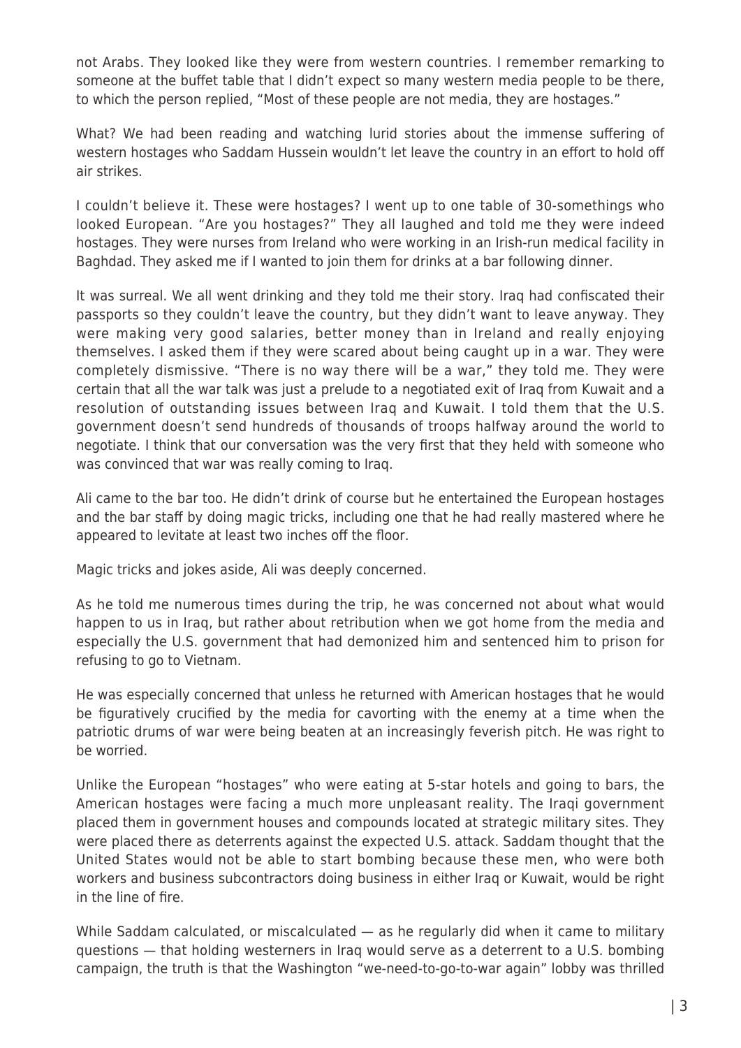not Arabs. They looked like they were from western countries. I remember remarking to someone at the buffet table that I didn't expect so many western media people to be there, to which the person replied, "Most of these people are not media, they are hostages."

What? We had been reading and watching lurid stories about the immense suffering of western hostages who Saddam Hussein wouldn't let leave the country in an effort to hold off air strikes.

I couldn't believe it. These were hostages? I went up to one table of 30-somethings who looked European. "Are you hostages?" They all laughed and told me they were indeed hostages. They were nurses from Ireland who were working in an Irish-run medical facility in Baghdad. They asked me if I wanted to join them for drinks at a bar following dinner.

It was surreal. We all went drinking and they told me their story. Iraq had confiscated their passports so they couldn't leave the country, but they didn't want to leave anyway. They were making very good salaries, better money than in Ireland and really enjoying themselves. I asked them if they were scared about being caught up in a war. They were completely dismissive. "There is no way there will be a war," they told me. They were certain that all the war talk was just a prelude to a negotiated exit of Iraq from Kuwait and a resolution of outstanding issues between Iraq and Kuwait. I told them that the U.S. government doesn't send hundreds of thousands of troops halfway around the world to negotiate. I think that our conversation was the very first that they held with someone who was convinced that war was really coming to Iraq.

Ali came to the bar too. He didn't drink of course but he entertained the European hostages and the bar staff by doing magic tricks, including one that he had really mastered where he appeared to levitate at least two inches off the floor.

Magic tricks and jokes aside, Ali was deeply concerned.

As he told me numerous times during the trip, he was concerned not about what would happen to us in Iraq, but rather about retribution when we got home from the media and especially the U.S. government that had demonized him and sentenced him to prison for refusing to go to Vietnam.

He was especially concerned that unless he returned with American hostages that he would be figuratively crucified by the media for cavorting with the enemy at a time when the patriotic drums of war were being beaten at an increasingly feverish pitch. He was right to be worried.

Unlike the European "hostages" who were eating at 5-star hotels and going to bars, the American hostages were facing a much more unpleasant reality. The Iraqi government placed them in government houses and compounds located at strategic military sites. They were placed there as deterrents against the expected U.S. attack. Saddam thought that the United States would not be able to start bombing because these men, who were both workers and business subcontractors doing business in either Iraq or Kuwait, would be right in the line of fire.

While Saddam calculated, or miscalculated — as he regularly did when it came to military questions — that holding westerners in Iraq would serve as a deterrent to a U.S. bombing campaign, the truth is that the Washington "we-need-to-go-to-war again" lobby was thrilled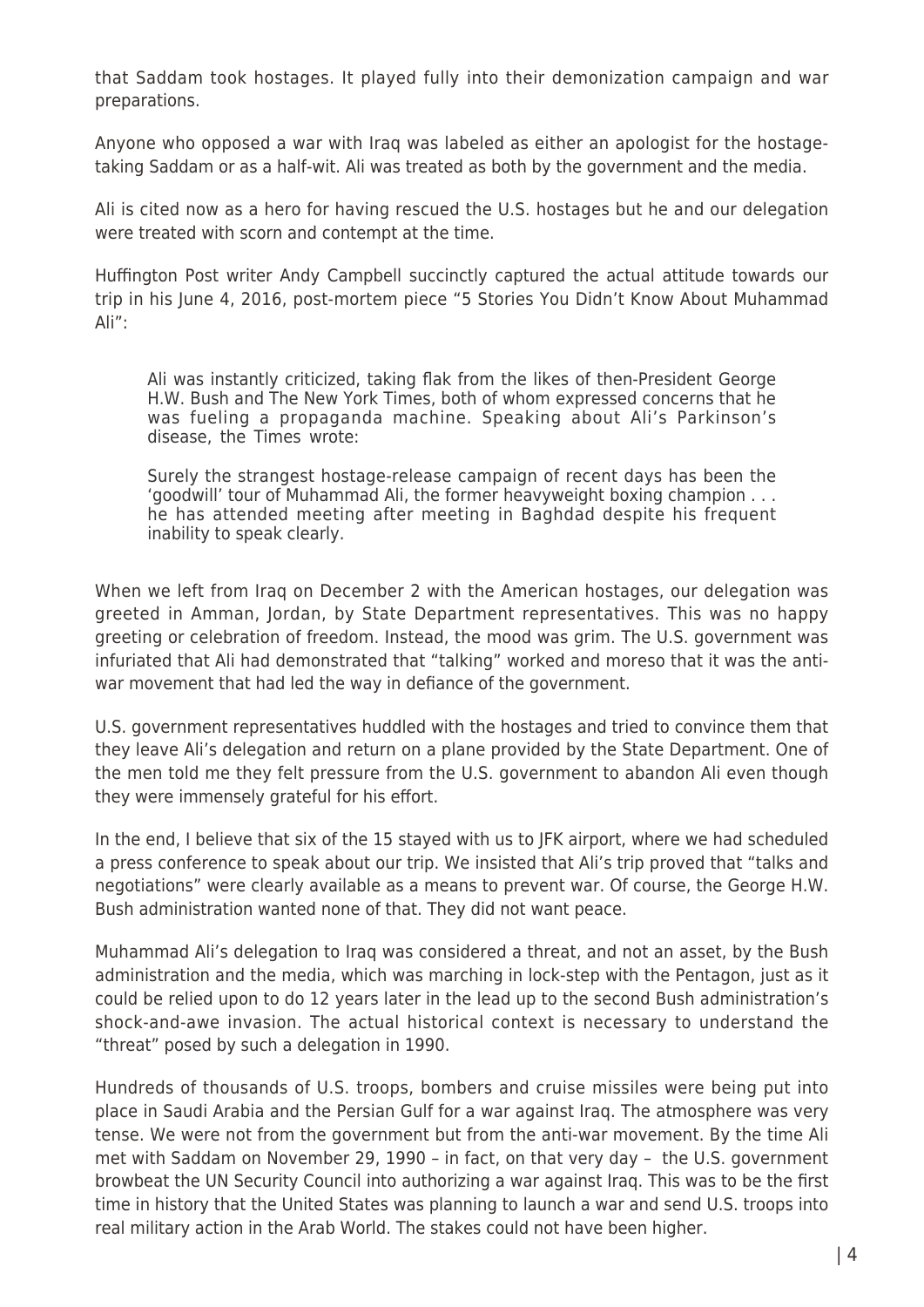that Saddam took hostages. It played fully into their demonization campaign and war preparations.

Anyone who opposed a war with Iraq was labeled as either an apologist for the hostage-taking Saddam or as a half-wit. Ali was treated as both by the government and the media.

Ali is cited now as a hero for having rescued the U.S. hostages but he and our delegation were treated with scorn and contempt at the time.

Huffington Post writer Andy Campbell succinctly captured the actual attitude towards our trip in his June 4, 2016, post-mortem piece "5 Stories You Didn't Know About Muhammad Ali":

> Ali was instantly criticized, taking flak from the likes of then-President George H.W. Bush and The New York Times, both of whom expressed concerns that he was fueling a propaganda machine. Speaking about Ali's Parkinson's disease, the Times wrote:
>
> Surely the strangest hostage-release campaign of recent days has been the 'goodwill' tour of Muhammad Ali, the former heavyweight boxing champion . . . he has attended meeting after meeting in Baghdad despite his frequent inability to speak clearly.

When we left from Iraq on December 2 with the American hostages, our delegation was greeted in Amman, Jordan, by State Department representatives. This was no happy greeting or celebration of freedom. Instead, the mood was grim. The U.S. government was infuriated that Ali had demonstrated that "talking" worked and moreso that it was the anti-war movement that had led the way in defiance of the government.

U.S. government representatives huddled with the hostages and tried to convince them that they leave Ali's delegation and return on a plane provided by the State Department. One of the men told me they felt pressure from the U.S. government to abandon Ali even though they were immensely grateful for his effort.

In the end, I believe that six of the 15 stayed with us to JFK airport, where we had scheduled a press conference to speak about our trip. We insisted that Ali's trip proved that "talks and negotiations" were clearly available as a means to prevent war. Of course, the George H.W. Bush administration wanted none of that. They did not want peace.

Muhammad Ali's delegation to Iraq was considered a threat, and not an asset, by the Bush administration and the media, which was marching in lock-step with the Pentagon, just as it could be relied upon to do 12 years later in the lead up to the second Bush administration's shock-and-awe invasion. The actual historical context is necessary to understand the "threat" posed by such a delegation in 1990.

Hundreds of thousands of U.S. troops, bombers and cruise missiles were being put into place in Saudi Arabia and the Persian Gulf for a war against Iraq. The atmosphere was very tense. We were not from the government but from the anti-war movement. By the time Ali met with Saddam on November 29, 1990 – in fact, on that very day – the U.S. government browbeat the UN Security Council into authorizing a war against Iraq. This was to be the first time in history that the United States was planning to launch a war and send U.S. troops into real military action in the Arab World. The stakes could not have been higher.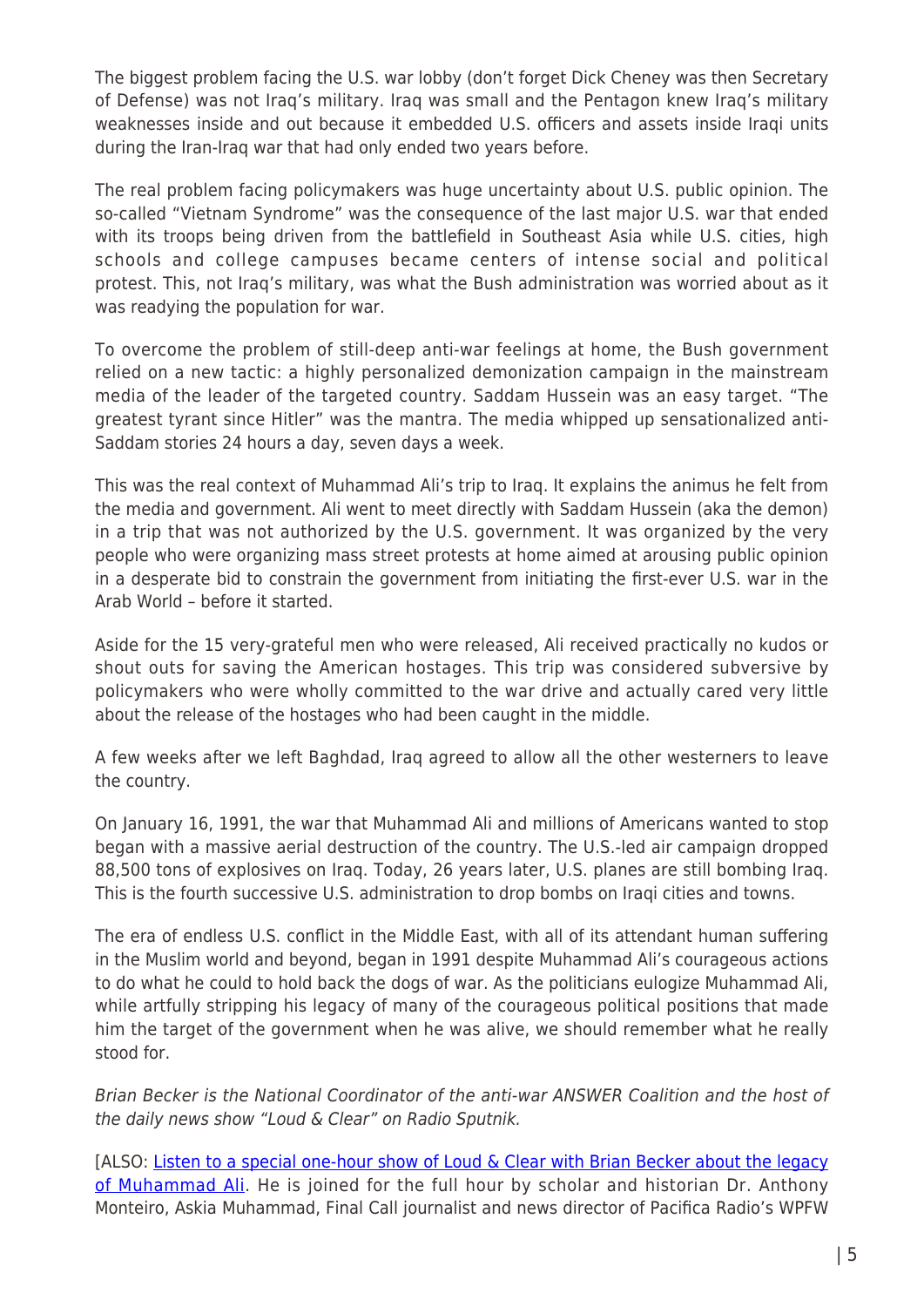The biggest problem facing the U.S. war lobby (don't forget Dick Cheney was then Secretary of Defense) was not Iraq's military. Iraq was small and the Pentagon knew Iraq's military weaknesses inside and out because it embedded U.S. officers and assets inside Iraqi units during the Iran-Iraq war that had only ended two years before.

The real problem facing policymakers was huge uncertainty about U.S. public opinion. The so-called "Vietnam Syndrome" was the consequence of the last major U.S. war that ended with its troops being driven from the battlefield in Southeast Asia while U.S. cities, high schools and college campuses became centers of intense social and political protest. This, not Iraq's military, was what the Bush administration was worried about as it was readying the population for war.

To overcome the problem of still-deep anti-war feelings at home, the Bush government relied on a new tactic: a highly personalized demonization campaign in the mainstream media of the leader of the targeted country. Saddam Hussein was an easy target. "The greatest tyrant since Hitler" was the mantra. The media whipped up sensationalized anti-Saddam stories 24 hours a day, seven days a week.

This was the real context of Muhammad Ali's trip to Iraq. It explains the animus he felt from the media and government. Ali went to meet directly with Saddam Hussein (aka the demon) in a trip that was not authorized by the U.S. government. It was organized by the very people who were organizing mass street protests at home aimed at arousing public opinion in a desperate bid to constrain the government from initiating the first-ever U.S. war in the Arab World – before it started.

Aside for the 15 very-grateful men who were released, Ali received practically no kudos or shout outs for saving the American hostages. This trip was considered subversive by policymakers who were wholly committed to the war drive and actually cared very little about the release of the hostages who had been caught in the middle.

A few weeks after we left Baghdad, Iraq agreed to allow all the other westerners to leave the country.

On January 16, 1991, the war that Muhammad Ali and millions of Americans wanted to stop began with a massive aerial destruction of the country. The U.S.-led air campaign dropped 88,500 tons of explosives on Iraq. Today, 26 years later, U.S. planes are still bombing Iraq. This is the fourth successive U.S. administration to drop bombs on Iraqi cities and towns.

The era of endless U.S. conflict in the Middle East, with all of its attendant human suffering in the Muslim world and beyond, began in 1991 despite Muhammad Ali's courageous actions to do what he could to hold back the dogs of war. As the politicians eulogize Muhammad Ali, while artfully stripping his legacy of many of the courageous political positions that made him the target of the government when he was alive, we should remember what he really stood for.

*Brian Becker is the National Coordinator of the anti-war ANSWER Coalition and the host of the daily news show "Loud & Clear" on Radio Sputnik.*

[ALSO: Listen to a special one-hour show of Loud & Clear with Brian Becker about the legacy of Muhammad Ali. He is joined for the full hour by scholar and historian Dr. Anthony Monteiro, Askia Muhammad, Final Call journalist and news director of Pacifica Radio's WPFW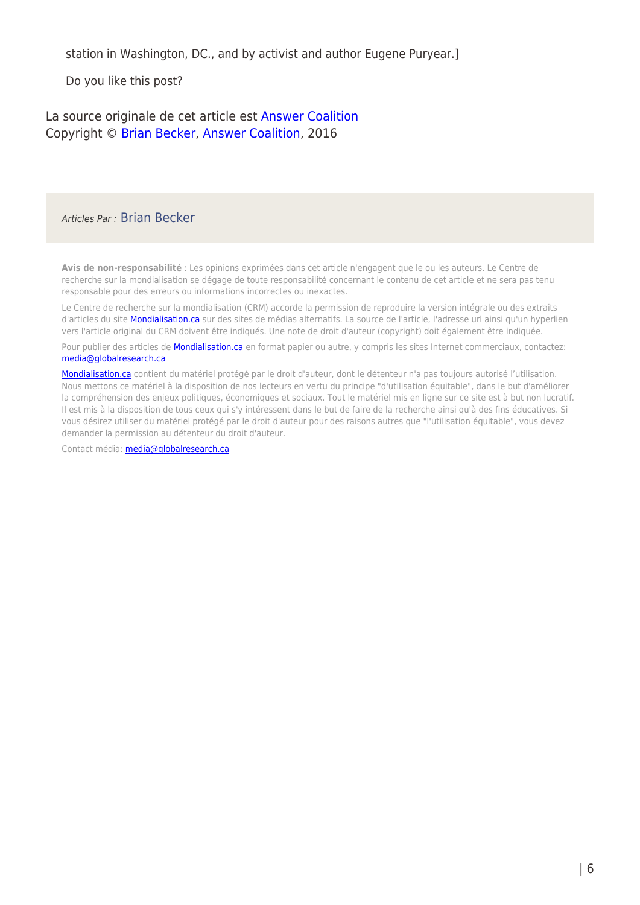station in Washington, DC., and by activist and author Eugene Puryear.]

Do you like this post?

La source originale de cet article est Answer Coalition
Copyright © Brian Becker, Answer Coalition, 2016

---

*Articles Par :* Brian Becker

**Avis de non-responsabilité** : Les opinions exprimées dans cet article n'engagent que le ou les auteurs. Le Centre de recherche sur la mondialisation se dégage de toute responsabilité concernant le contenu de cet article et ne sera pas tenu responsable pour des erreurs ou informations incorrectes ou inexactes.

Le Centre de recherche sur la mondialisation (CRM) accorde la permission de reproduire la version intégrale ou des extraits d'articles du site Mondialisation.ca sur des sites de médias alternatifs. La source de l'article, l'adresse url ainsi qu'un hyperlien vers l'article original du CRM doivent être indiqués. Une note de droit d'auteur (copyright) doit également être indiquée.

Pour publier des articles de Mondialisation.ca en format papier ou autre, y compris les sites Internet commerciaux, contactez: media@globalresearch.ca

Mondialisation.ca contient du matériel protégé par le droit d'auteur, dont le détenteur n'a pas toujours autorisé l'utilisation. Nous mettons ce matériel à la disposition de nos lecteurs en vertu du principe "d'utilisation équitable", dans le but d'améliorer la compréhension des enjeux politiques, économiques et sociaux. Tout le matériel mis en ligne sur ce site est à but non lucratif. Il est mis à la disposition de tous ceux qui s'y intéressent dans le but de faire de la recherche ainsi qu'à des fins éducatives. Si vous désirez utiliser du matériel protégé par le droit d'auteur pour des raisons autres que "l'utilisation équitable", vous devez demander la permission au détenteur du droit d'auteur.

Contact média: media@globalresearch.ca